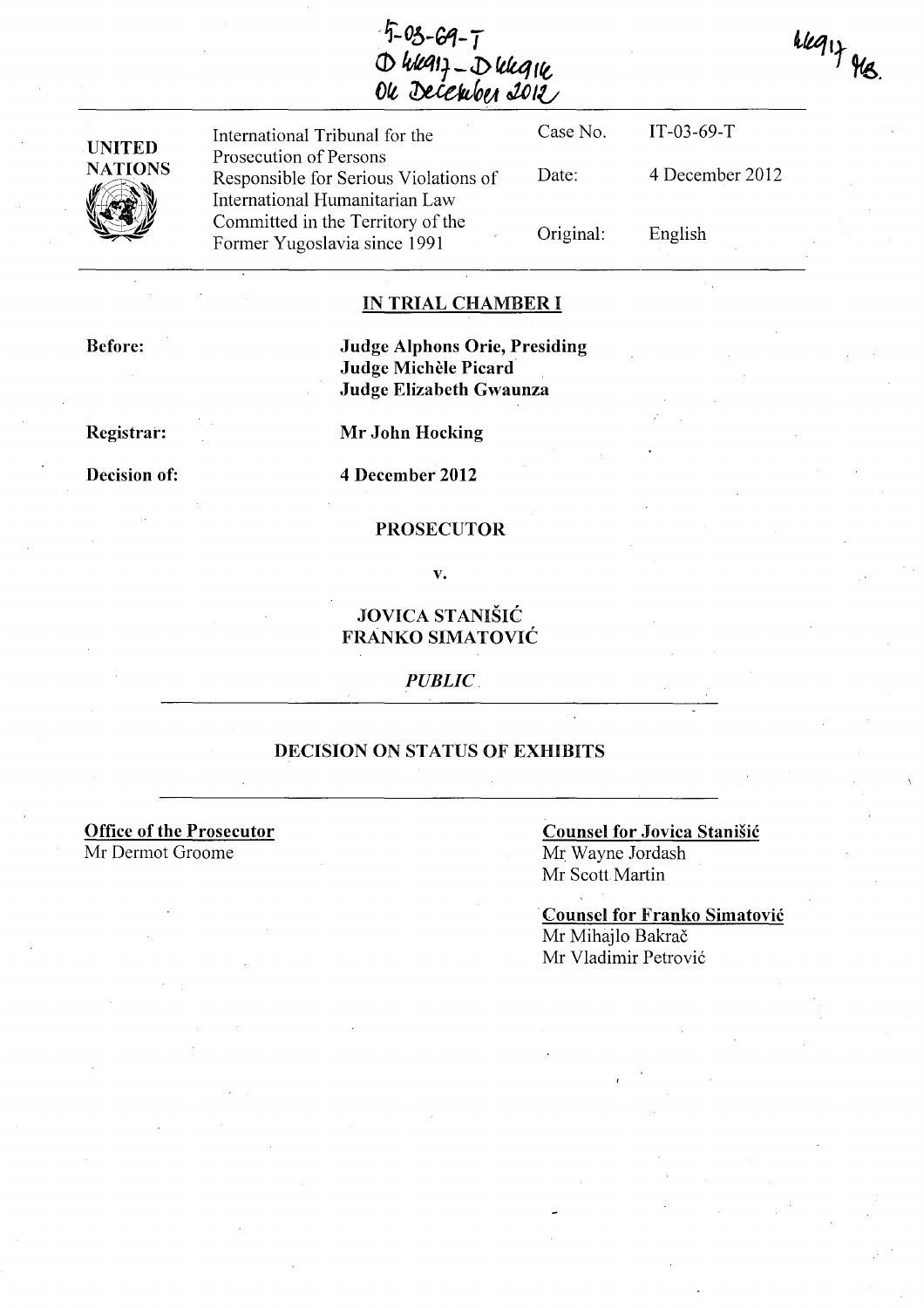IT-03-69-T
D 66917 - D 66916
04 December 2012

66917 MB.

| UNITED NATIONS | International Tribunal for the Prosecution of Persons Responsible for Serious Violations of International Humanitarian Law Committed in the Territory of the Former Yugoslavia since 1991 | Case No. | IT-03-69-T |
|---|---|---|---|
| | | Date: | 4 December 2012 |
| | | Original: | English |

## IN TRIAL CHAMBER I

**Before:** **Judge Alphons Orie, Presiding**
**Judge Michèle Picard**
**Judge Elizabeth Gwaunza**

**Registrar:** **Mr John Hocking**

**Decision of:** **4 December 2012**

**PROSECUTOR**

**v.**

**JOVICA STANIŠIĆ**
**FRANKO SIMATOVIĆ**

*PUBLIC*

## DECISION ON STATUS OF EXHIBITS

**Office of the Prosecutor**
Mr Dermot Groome

**Counsel for Jovica Stanišić**
Mr Wayne Jordash
Mr Scott Martin

**Counsel for Franko Simatović**
Mr Mihajlo Bakrač
Mr Vladimir Petrović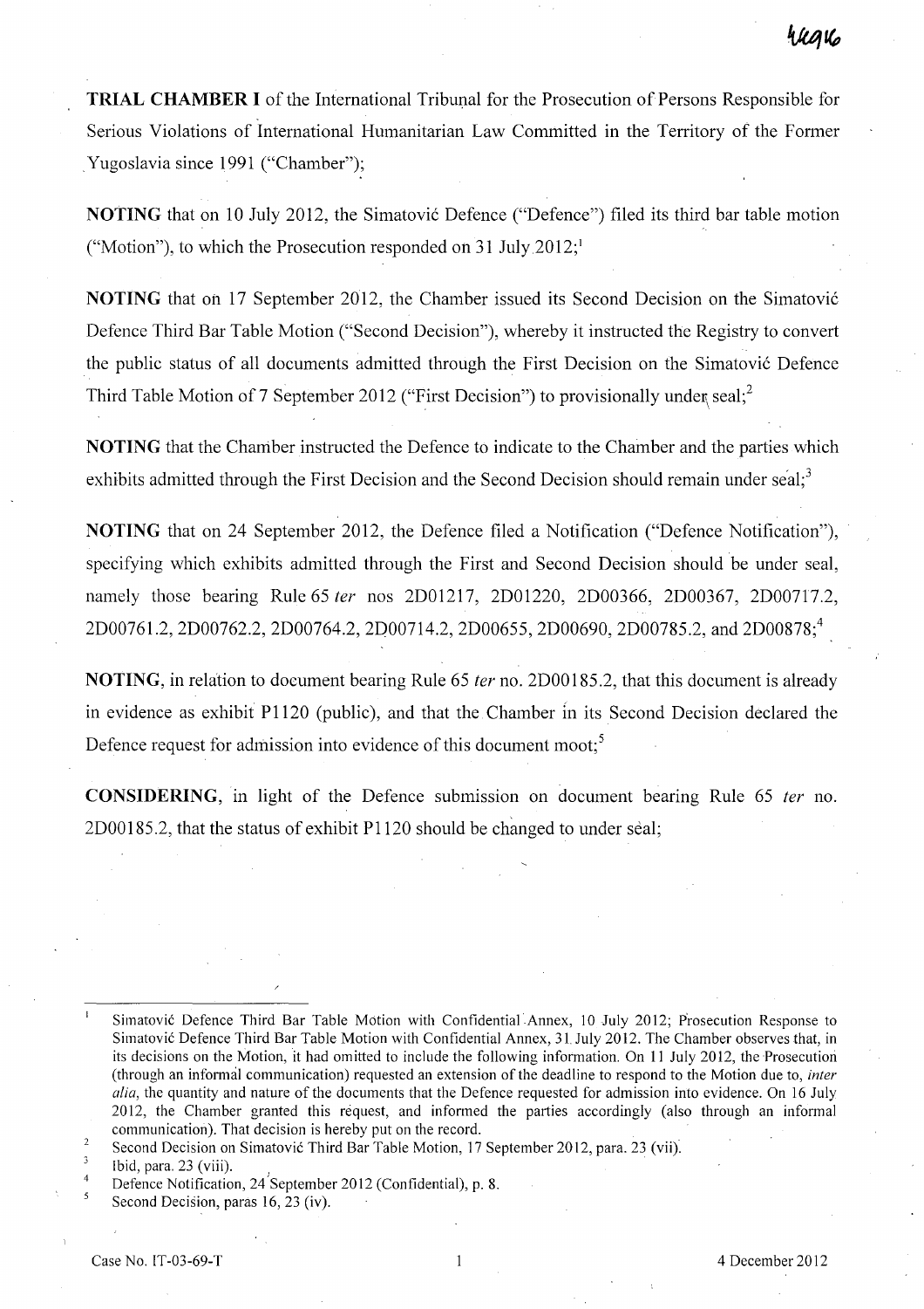**TRIAL CHAMBER I** of the International Tribunal for the Prosecution of Persons Responsible for Serious Violations of International Humanitarian Law Committed in the Territory of the Former Yugoslavia since 1991 ("Chamber");

**NOTING** that on 10 July 2012, the Simatović Defence ("Defence") filed its third bar table motion ("Motion"), to which the Prosecution responded on 31 July 2012;[1]

**NOTING** that on 17 September 2012, the Chamber issued its Second Decision on the Simatović Defence Third Bar Table Motion ("Second Decision"), whereby it instructed the Registry to convert the public status of all documents admitted through the First Decision on the Simatović Defence Third Table Motion of 7 September 2012 ("First Decision") to provisionally under seal;[2]

**NOTING** that the Chamber instructed the Defence to indicate to the Chamber and the parties which exhibits admitted through the First Decision and the Second Decision should remain under seal;[3]

**NOTING** that on 24 September 2012, the Defence filed a Notification ("Defence Notification"), specifying which exhibits admitted through the First and Second Decision should be under seal, namely those bearing Rule 65 *ter* nos 2D01217, 2D01220, 2D00366, 2D00367, 2D00717.2, 2D00761.2, 2D00762.2, 2D00764.2, 2D00714.2, 2D00655, 2D00690, 2D00785.2, and 2D00878;[4]

**NOTING**, in relation to document bearing Rule 65 *ter* no. 2D00185.2, that this document is already in evidence as exhibit P1120 (public), and that the Chamber in its Second Decision declared the Defence request for admission into evidence of this document moot;[5]

**CONSIDERING**, in light of the Defence submission on document bearing Rule 65 *ter* no. 2D00185.2, that the status of exhibit P1120 should be changed to under seal;

---

1. Simatović Defence Third Bar Table Motion with Confidential Annex, 10 July 2012; Prosecution Response to Simatović Defence Third Bar Table Motion with Confidential Annex, 31 July 2012. The Chamber observes that, in its decisions on the Motion, it had omitted to include the following information. On 11 July 2012, the Prosecution (through an informal communication) requested an extension of the deadline to respond to the Motion due to, *inter alia*, the quantity and nature of the documents that the Defence requested for admission into evidence. On 16 July 2012, the Chamber granted this request, and informed the parties accordingly (also through an informal communication). That decision is hereby put on the record.
2. Second Decision on Simatović Third Bar Table Motion, 17 September 2012, para. 23 (vii).
3. Ibid, para. 23 (viii).
4. Defence Notification, 24 September 2012 (Confidential), p. 8.
5. Second Decision, paras 16, 23 (iv).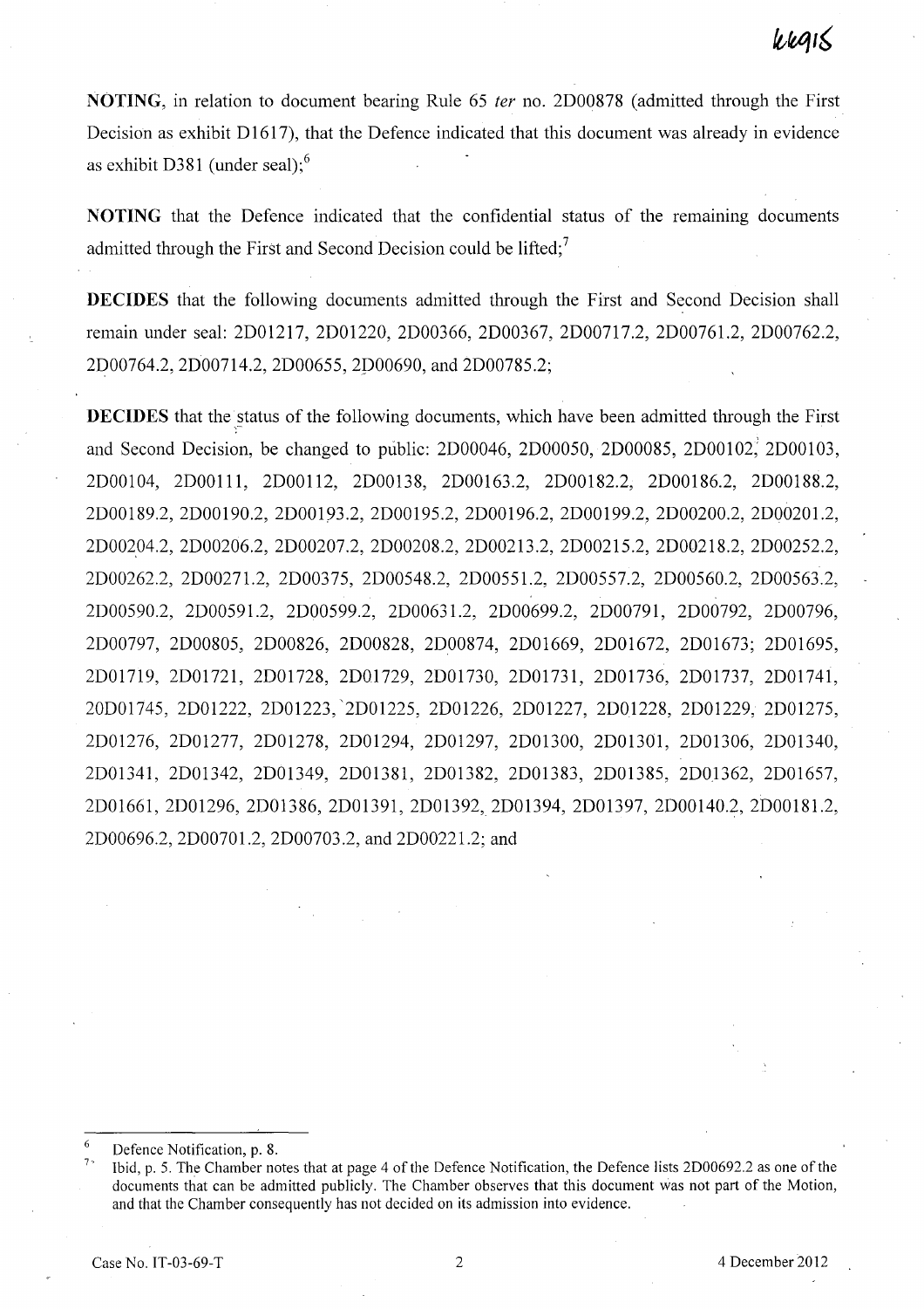**NOTING**, in relation to document bearing Rule 65 *ter* no. 2D00878 (admitted through the First Decision as exhibit D1617), that the Defence indicated that this document was already in evidence as exhibit D381 (under seal);[6]

**NOTING** that the Defence indicated that the confidential status of the remaining documents admitted through the First and Second Decision could be lifted;[7]

**DECIDES** that the following documents admitted through the First and Second Decision shall remain under seal: 2D01217, 2D01220, 2D00366, 2D00367, 2D00717.2, 2D00761.2, 2D00762.2, 2D00764.2, 2D00714.2, 2D00655, 2D00690, and 2D00785.2;

**DECIDES** that the status of the following documents, which have been admitted through the First and Second Decision, be changed to public: 2D00046, 2D00050, 2D00085, 2D00102, 2D00103, 2D00104, 2D00111, 2D00112, 2D00138, 2D00163.2, 2D00182.2, 2D00186.2, 2D00188.2, 2D00189.2, 2D00190.2, 2D00193.2, 2D00195.2, 2D00196.2, 2D00199.2, 2D00200.2, 2D00201.2, 2D00204.2, 2D00206.2, 2D00207.2, 2D00208.2, 2D00213.2, 2D00215.2, 2D00218.2, 2D00252.2, 2D00262.2, 2D00271.2, 2D00375, 2D00548.2, 2D00551.2, 2D00557.2, 2D00560.2, 2D00563.2, 2D00590.2, 2D00591.2, 2D00599.2, 2D00631.2, 2D00699.2, 2D00791, 2D00792, 2D00796, 2D00797, 2D00805, 2D00826, 2D00828, 2D00874, 2D01669, 2D01672, 2D01673; 2D01695, 2D01719, 2D01721, 2D01728, 2D01729, 2D01730, 2D01731, 2D01736, 2D01737, 2D01741, 20D01745, 2D01222, 2D01223, 2D01225, 2D01226, 2D01227, 2D01228, 2D01229, 2D01275, 2D01276, 2D01277, 2D01278, 2D01294, 2D01297, 2D01300, 2D01301, 2D01306, 2D01340, 2D01341, 2D01342, 2D01349, 2D01381, 2D01382, 2D01383, 2D01385, 2D01362, 2D01657, 2D01661, 2D01296, 2D01386, 2D01391, 2D01392, 2D01394, 2D01397, 2D00140.2, 2D00181.2, 2D00696.2, 2D00701.2, 2D00703.2, and 2D00221.2; and

---

[6] Defence Notification, p. 8.

[7] Ibid, p. 5. The Chamber notes that at page 4 of the Defence Notification, the Defence lists 2D00692.2 as one of the documents that can be admitted publicly. The Chamber observes that this document was not part of the Motion, and that the Chamber consequently has not decided on its admission into evidence.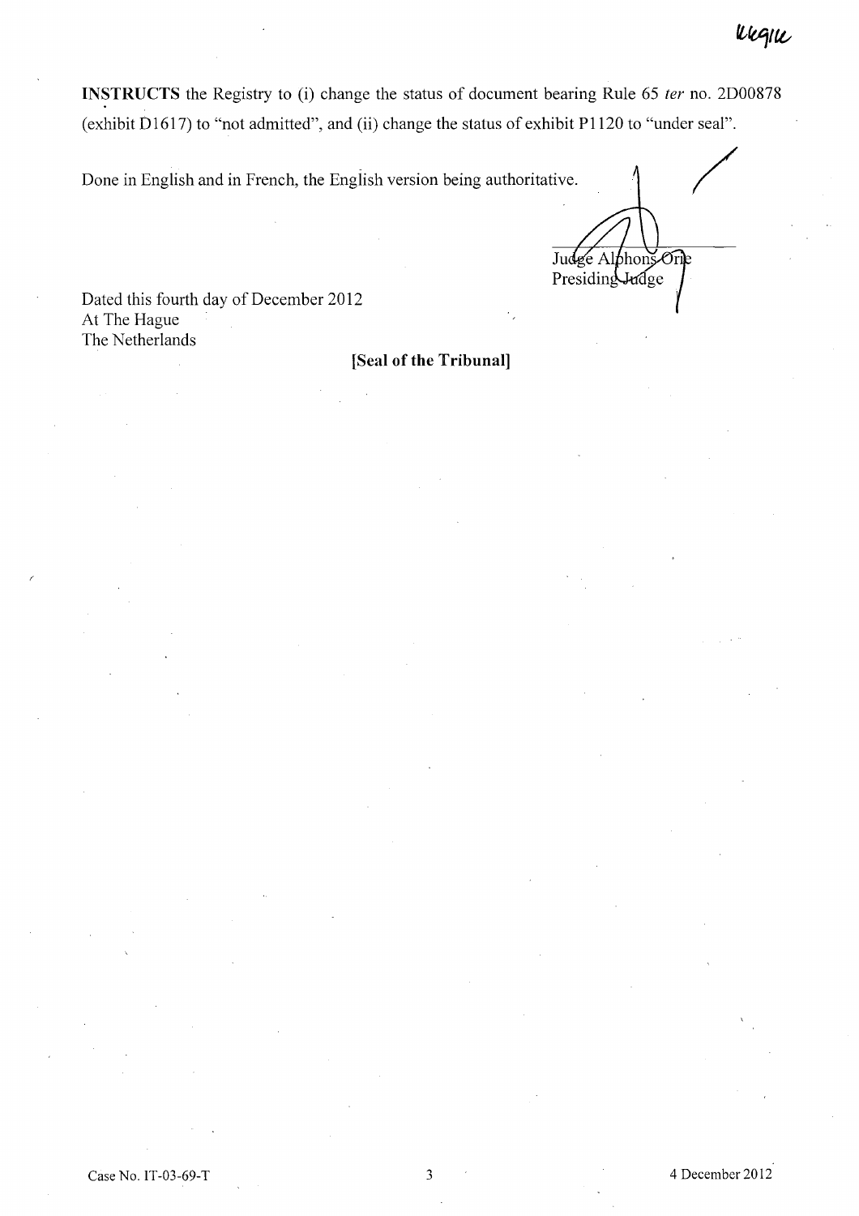**INSTRUCTS** the Registry to (i) change the status of document bearing Rule 65 *ter* no. 2D00878 (exhibit D1617) to "not admitted", and (ii) change the status of exhibit P1120 to "under seal".

Done in English and in French, the English version being authoritative.

Judge Alphons Orie
Presiding Judge

Dated this fourth day of December 2012
At The Hague
The Netherlands

**[Seal of the Tribunal]**